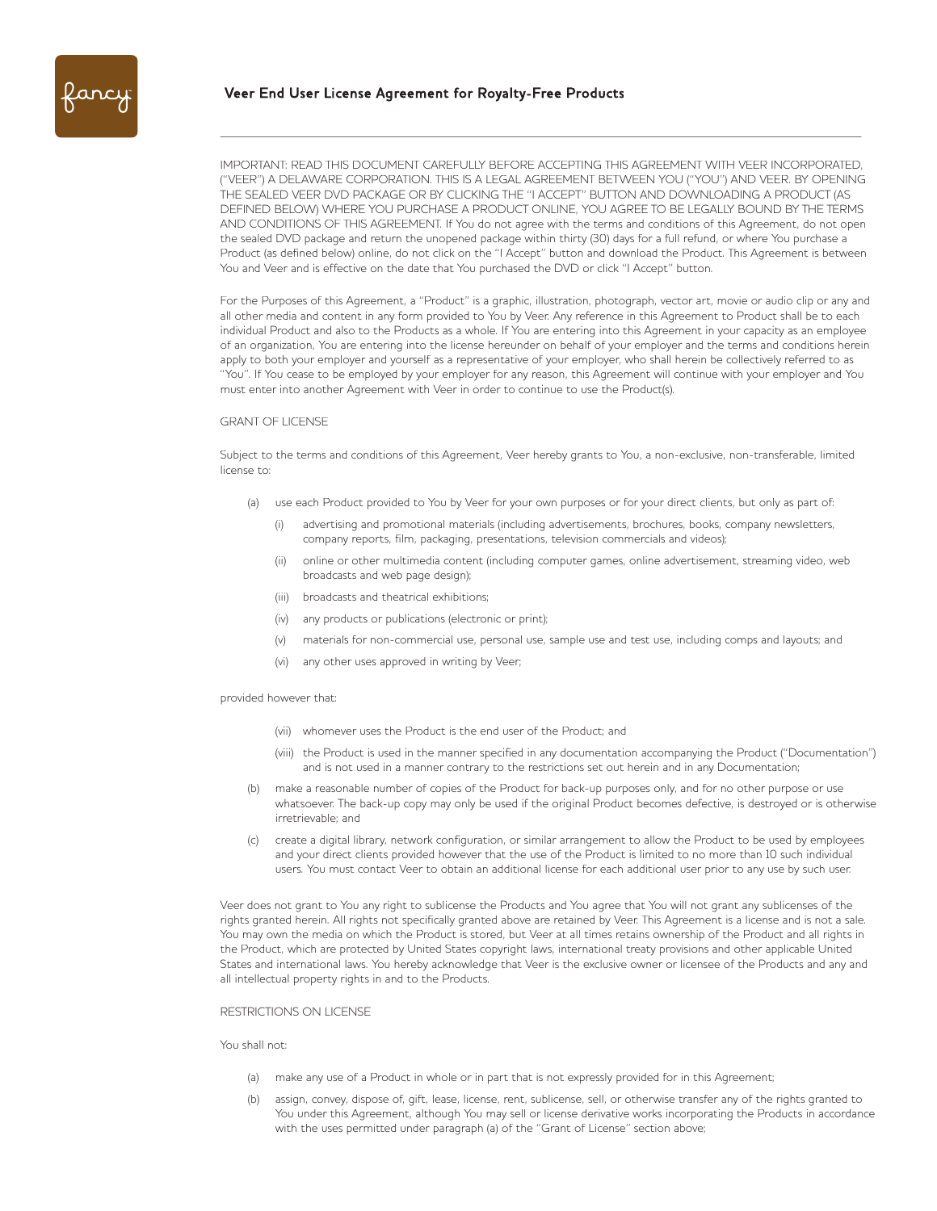# Veer End User License Agreement for Royalty-Free Products

IMPORTANT: READ THIS DOCUMENT CAREFULLY BEFORE ACCEPTING THIS AGREEMENT WITH VEER INCORPORATED, ("VEER") A DELAWARE CORPORATION. THIS IS A LEGAL AGREEMENT BETWEEN YOU ("YOU") AND VEER. BY OPENING THE SEALED VEER DVD PACKAGE OR BY CLICKING THE "I ACCEPT" BUTTON AND DOWNLOADING A PRODUCT (AS DEFINED BELOW) WHERE YOU PURCHASE A PRODUCT ONLINE, YOU AGREE TO BE LEGALLY BOUND BY THE TERMS AND CONDITIONS OF THIS AGREEMENT. If You do not agree with the terms and conditions of this Agreement, do not open the sealed DVD package and return the unopened package within thirty (30) days for a full refund, or where You purchase a Product (as defined below) online, do not click on the "I Accept" button and download the Product. This Agreement is between You and Veer and is effective on the date that You purchased the DVD or click "I Accept" button.

For the Purposes of this Agreement, a "Product" is a graphic, illustration, photograph, vector art, movie or audio clip or any and all other media and content in any form provided to You by Veer. Any reference in this Agreement to Product shall be to each individual Product and also to the Products as a whole. If You are entering into this Agreement in your capacity as an employee of an organization, You are entering into the license hereunder on behalf of your employer and the terms and conditions herein apply to both your employer and yourself as a representative of your employer, who shall herein be collectively referred to as "You". If You cease to be employed by your employer for any reason, this Agreement will continue with your employer and You must enter into another Agreement with Veer in order to continue to use the Product(s).

## GRANT OF LICENSE

Subject to the terms and conditions of this Agreement, Veer hereby grants to You, a non-exclusive, non-transferable, limited license to:

(a) use each Product provided to You by Veer for your own purposes or for your direct clients, but only as part of:

- (i) advertising and promotional materials (including advertisements, brochures, books, company newsletters, company reports, film, packaging, presentations, television commercials and videos);
- (ii) online or other multimedia content (including computer games, online advertisement, streaming video, web broadcasts and web page design);
- (iii) broadcasts and theatrical exhibitions;
- (iv) any products or publications (electronic or print);
- (v) materials for non-commercial use, personal use, sample use and test use, including comps and layouts; and
- (vi) any other uses approved in writing by Veer;

provided however that:

- (vii) whomever uses the Product is the end user of the Product; and
- (viii) the Product is used in the manner specified in any documentation accompanying the Product ("Documentation") and is not used in a manner contrary to the restrictions set out herein and in any Documentation;

(b) make a reasonable number of copies of the Product for back-up purposes only, and for no other purpose or use whatsoever. The back-up copy may only be used if the original Product becomes defective, is destroyed or is otherwise irretrievable; and

(c) create a digital library, network configuration, or similar arrangement to allow the Product to be used by employees and your direct clients provided however that the use of the Product is limited to no more than 10 such individual users. You must contact Veer to obtain an additional license for each additional user prior to any use by such user.

Veer does not grant to You any right to sublicense the Products and You agree that You will not grant any sublicenses of the rights granted herein. All rights not specifically granted above are retained by Veer. This Agreement is a license and is not a sale. You may own the media on which the Product is stored, but Veer at all times retains ownership of the Product and all rights in the Product, which are protected by United States copyright laws, international treaty provisions and other applicable United States and international laws. You hereby acknowledge that Veer is the exclusive owner or licensee of the Products and any and all intellectual property rights in and to the Products.

## RESTRICTIONS ON LICENSE

You shall not:

(a) make any use of a Product in whole or in part that is not expressly provided for in this Agreement;

(b) assign, convey, dispose of, gift, lease, license, rent, sublicense, sell, or otherwise transfer any of the rights granted to You under this Agreement, although You may sell or license derivative works incorporating the Products in accordance with the uses permitted under paragraph (a) of the "Grant of License" section above;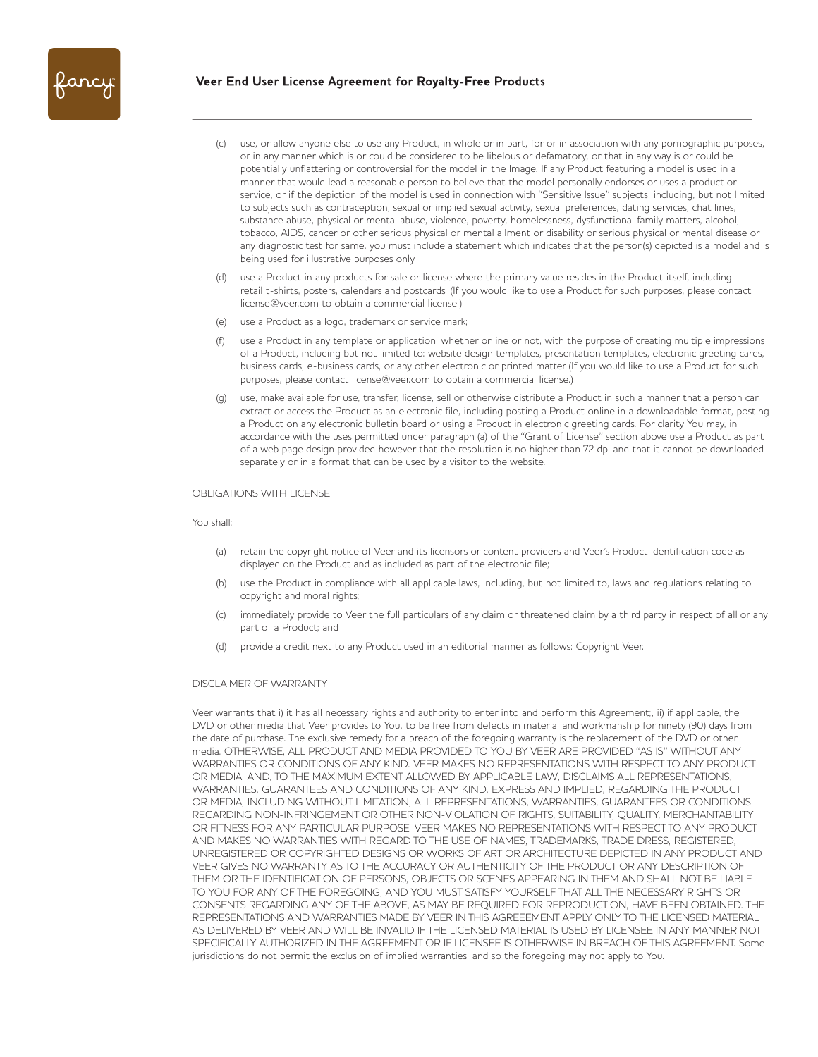(c) use, or allow anyone else to use any Product, in whole or in part, for or in association with any pornographic purposes, or in any manner which is or could be considered to be libelous or defamatory, or that in any way is or could be potentially unflattering or controversial for the model in the Image. If any Product featuring a model is used in a manner that would lead a reasonable person to believe that the model personally endorses or uses a product or service, or if the depiction of the model is used in connection with "Sensitive Issue" subjects, including, but not limited to subjects such as contraception, sexual or implied sexual activity, sexual preferences, dating services, chat lines, substance abuse, physical or mental abuse, violence, poverty, homelessness, dysfunctional family matters, alcohol, tobacco, AIDS, cancer or other serious physical or mental ailment or disability or serious physical or mental disease or any diagnostic test for same, you must include a statement which indicates that the person(s) depicted is a model and is being used for illustrative purposes only.

(d) use a Product in any products for sale or license where the primary value resides in the Product itself, including retail t-shirts, posters, calendars and postcards. (If you would like to use a Product for such purposes, please contact license@veer.com to obtain a commercial license.)

(e) use a Product as a logo, trademark or service mark;

(f) use a Product in any template or application, whether online or not, with the purpose of creating multiple impressions of a Product, including but not limited to: website design templates, presentation templates, electronic greeting cards, business cards, e-business cards, or any other electronic or printed matter (If you would like to use a Product for such purposes, please contact license@veer.com to obtain a commercial license.)

(g) use, make available for use, transfer, license, sell or otherwise distribute a Product in such a manner that a person can extract or access the Product as an electronic file, including posting a Product online in a downloadable format, posting a Product on any electronic bulletin board or using a Product in electronic greeting cards. For clarity You may, in accordance with the uses permitted under paragraph (a) of the "Grant of License" section above use a Product as part of a web page design provided however that the resolution is no higher than 72 dpi and that it cannot be downloaded separately or in a format that can be used by a visitor to the website.

## OBLIGATIONS WITH LICENSE

You shall:

(a) retain the copyright notice of Veer and its licensors or content providers and Veer's Product identification code as displayed on the Product and as included as part of the electronic file;

(b) use the Product in compliance with all applicable laws, including, but not limited to, laws and regulations relating to copyright and moral rights;

(c) immediately provide to Veer the full particulars of any claim or threatened claim by a third party in respect of all or any part of a Product; and

(d) provide a credit next to any Product used in an editorial manner as follows: Copyright Veer.

## DISCLAIMER OF WARRANTY

Veer warrants that i) it has all necessary rights and authority to enter into and perform this Agreement;, ii) if applicable, the DVD or other media that Veer provides to You, to be free from defects in material and workmanship for ninety (90) days from the date of purchase. The exclusive remedy for a breach of the foregoing warranty is the replacement of the DVD or other media. OTHERWISE, ALL PRODUCT AND MEDIA PROVIDED TO YOU BY VEER ARE PROVIDED "AS IS" WITHOUT ANY WARRANTIES OR CONDITIONS OF ANY KIND. VEER MAKES NO REPRESENTATIONS WITH RESPECT TO ANY PRODUCT OR MEDIA, AND, TO THE MAXIMUM EXTENT ALLOWED BY APPLICABLE LAW, DISCLAIMS ALL REPRESENTATIONS, WARRANTIES, GUARANTEES AND CONDITIONS OF ANY KIND, EXPRESS AND IMPLIED, REGARDING THE PRODUCT OR MEDIA, INCLUDING WITHOUT LIMITATION, ALL REPRESENTATIONS, WARRANTIES, GUARANTEES OR CONDITIONS REGARDING NON-INFRINGEMENT OR OTHER NON-VIOLATION OF RIGHTS, SUITABILITY, QUALITY, MERCHANTABILITY OR FITNESS FOR ANY PARTICULAR PURPOSE. VEER MAKES NO REPRESENTATIONS WITH RESPECT TO ANY PRODUCT AND MAKES NO WARRANTIES WITH REGARD TO THE USE OF NAMES, TRADEMARKS, TRADE DRESS, REGISTERED, UNREGISTERED OR COPYRIGHTED DESIGNS OR WORKS OF ART OR ARCHITECTURE DEPICTED IN ANY PRODUCT AND VEER GIVES NO WARRANTY AS TO THE ACCURACY OR AUTHENTICITY OF THE PRODUCT OR ANY DESCRIPTION OF THEM OR THE IDENTIFICATION OF PERSONS, OBJECTS OR SCENES APPEARING IN THEM AND SHALL NOT BE LIABLE TO YOU FOR ANY OF THE FOREGOING, AND YOU MUST SATISFY YOURSELF THAT ALL THE NECESSARY RIGHTS OR CONSENTS REGARDING ANY OF THE ABOVE, AS MAY BE REQUIRED FOR REPRODUCTION, HAVE BEEN OBTAINED. THE REPRESENTATIONS AND WARRANTIES MADE BY VEER IN THIS AGREEEMENT APPLY ONLY TO THE LICENSED MATERIAL AS DELIVERED BY VEER AND WILL BE INVALID IF THE LICENSED MATERIAL IS USED BY LICENSEE IN ANY MANNER NOT SPECIFICALLY AUTHORIZED IN THE AGREEMENT OR IF LICENSEE IS OTHERWISE IN BREACH OF THIS AGREEMENT. Some jurisdictions do not permit the exclusion of implied warranties, and so the foregoing may not apply to You.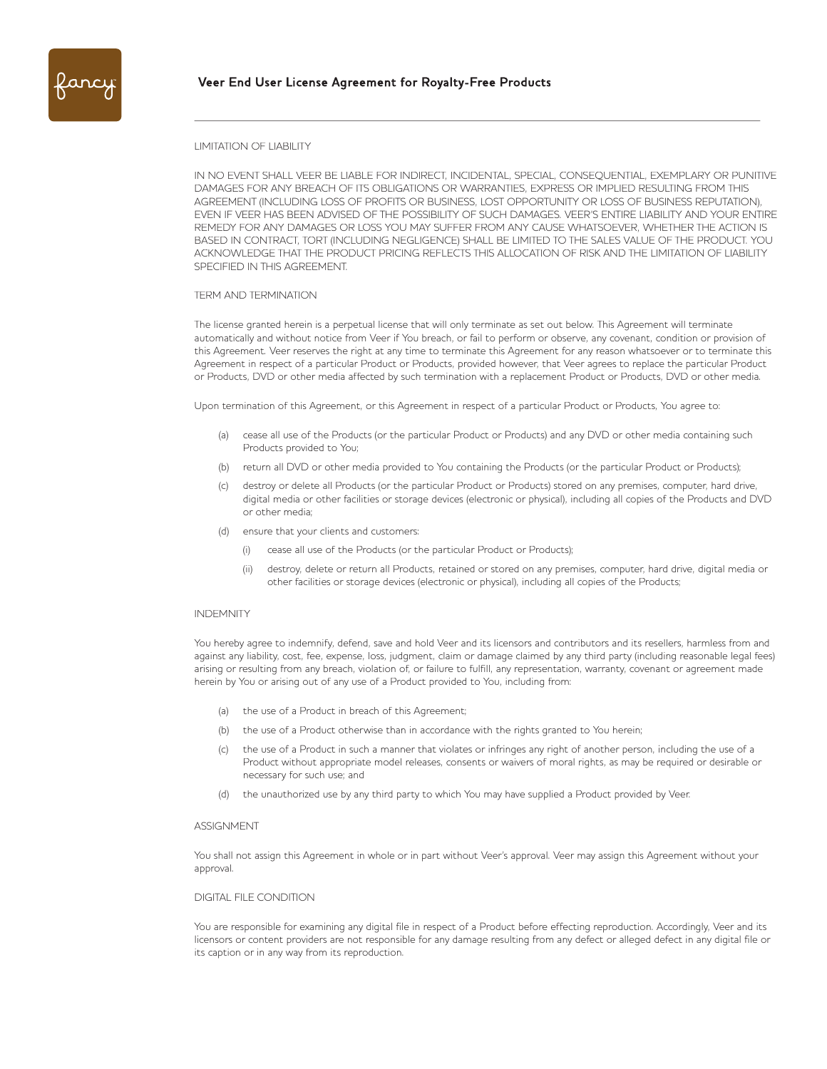LIMITATION OF LIABILITY

IN NO EVENT SHALL VEER BE LIABLE FOR INDIRECT, INCIDENTAL, SPECIAL, CONSEQUENTIAL, EXEMPLARY OR PUNITIVE DAMAGES FOR ANY BREACH OF ITS OBLIGATIONS OR WARRANTIES, EXPRESS OR IMPLIED RESULTING FROM THIS AGREEMENT (INCLUDING LOSS OF PROFITS OR BUSINESS, LOST OPPORTUNITY OR LOSS OF BUSINESS REPUTATION), EVEN IF VEER HAS BEEN ADVISED OF THE POSSIBILITY OF SUCH DAMAGES. VEER'S ENTIRE LIABILITY AND YOUR ENTIRE REMEDY FOR ANY DAMAGES OR LOSS YOU MAY SUFFER FROM ANY CAUSE WHATSOEVER, WHETHER THE ACTION IS BASED IN CONTRACT, TORT (INCLUDING NEGLIGENCE) SHALL BE LIMITED TO THE SALES VALUE OF THE PRODUCT. YOU ACKNOWLEDGE THAT THE PRODUCT PRICING REFLECTS THIS ALLOCATION OF RISK AND THE LIMITATION OF LIABILITY SPECIFIED IN THIS AGREEMENT.

TERM AND TERMINATION

The license granted herein is a perpetual license that will only terminate as set out below. This Agreement will terminate automatically and without notice from Veer if You breach, or fail to perform or observe, any covenant, condition or provision of this Agreement. Veer reserves the right at any time to terminate this Agreement for any reason whatsoever or to terminate this Agreement in respect of a particular Product or Products, provided however, that Veer agrees to replace the particular Product or Products, DVD or other media affected by such termination with a replacement Product or Products, DVD or other media.

Upon termination of this Agreement, or this Agreement in respect of a particular Product or Products, You agree to:

(a) cease all use of the Products (or the particular Product or Products) and any DVD or other media containing such Products provided to You;

(b) return all DVD or other media provided to You containing the Products (or the particular Product or Products);

(c) destroy or delete all Products (or the particular Product or Products) stored on any premises, computer, hard drive, digital media or other facilities or storage devices (electronic or physical), including all copies of the Products and DVD or other media;

(d) ensure that your clients and customers:

   (i) cease all use of the Products (or the particular Product or Products);

   (ii) destroy, delete or return all Products, retained or stored on any premises, computer, hard drive, digital media or other facilities or storage devices (electronic or physical), including all copies of the Products;

INDEMNITY

You hereby agree to indemnify, defend, save and hold Veer and its licensors and contributors and its resellers, harmless from and against any liability, cost, fee, expense, loss, judgment, claim or damage claimed by any third party (including reasonable legal fees) arising or resulting from any breach, violation of, or failure to fulfill, any representation, warranty, covenant or agreement made herein by You or arising out of any use of a Product provided to You, including from:

(a) the use of a Product in breach of this Agreement;

(b) the use of a Product otherwise than in accordance with the rights granted to You herein;

(c) the use of a Product in such a manner that violates or infringes any right of another person, including the use of a Product without appropriate model releases, consents or waivers of moral rights, as may be required or desirable or necessary for such use; and

(d) the unauthorized use by any third party to which You may have supplied a Product provided by Veer.

ASSIGNMENT

You shall not assign this Agreement in whole or in part without Veer's approval. Veer may assign this Agreement without your approval.

DIGITAL FILE CONDITION

You are responsible for examining any digital file in respect of a Product before effecting reproduction. Accordingly, Veer and its licensors or content providers are not responsible for any damage resulting from any defect or alleged defect in any digital file or its caption or in any way from its reproduction.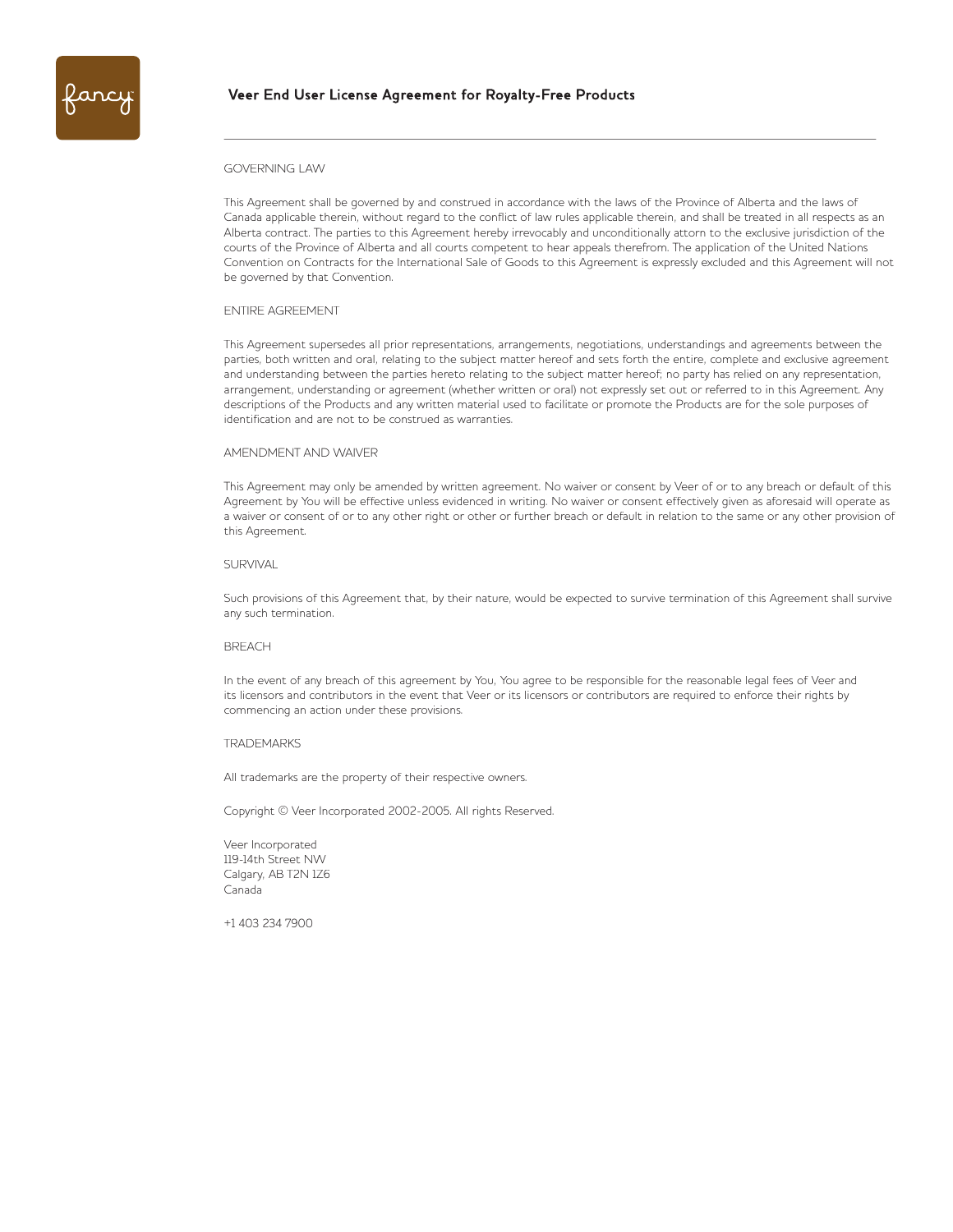## Veer End User License Agreement for Royalty-Free Products

GOVERNING LAW

This Agreement shall be governed by and construed in accordance with the laws of the Province of Alberta and the laws of Canada applicable therein, without regard to the conflict of law rules applicable therein, and shall be treated in all respects as an Alberta contract. The parties to this Agreement hereby irrevocably and unconditionally attorn to the exclusive jurisdiction of the courts of the Province of Alberta and all courts competent to hear appeals therefrom. The application of the United Nations Convention on Contracts for the International Sale of Goods to this Agreement is expressly excluded and this Agreement will not be governed by that Convention.

ENTIRE AGREEMENT

This Agreement supersedes all prior representations, arrangements, negotiations, understandings and agreements between the parties, both written and oral, relating to the subject matter hereof and sets forth the entire, complete and exclusive agreement and understanding between the parties hereto relating to the subject matter hereof; no party has relied on any representation, arrangement, understanding or agreement (whether written or oral) not expressly set out or referred to in this Agreement. Any descriptions of the Products and any written material used to facilitate or promote the Products are for the sole purposes of identification and are not to be construed as warranties.

AMENDMENT AND WAIVER

This Agreement may only be amended by written agreement. No waiver or consent by Veer of or to any breach or default of this Agreement by You will be effective unless evidenced in writing. No waiver or consent effectively given as aforesaid will operate as a waiver or consent of or to any other right or other or further breach or default in relation to the same or any other provision of this Agreement.

SURVIVAL

Such provisions of this Agreement that, by their nature, would be expected to survive termination of this Agreement shall survive any such termination.

BREACH

In the event of any breach of this agreement by You, You agree to be responsible for the reasonable legal fees of Veer and its licensors and contributors in the event that Veer or its licensors or contributors are required to enforce their rights by commencing an action under these provisions.

TRADEMARKS

All trademarks are the property of their respective owners.

Copyright © Veer Incorporated 2002-2005. All rights Reserved.

Veer Incorporated
119-14th Street NW
Calgary, AB T2N 1Z6
Canada

+1 403 234 7900